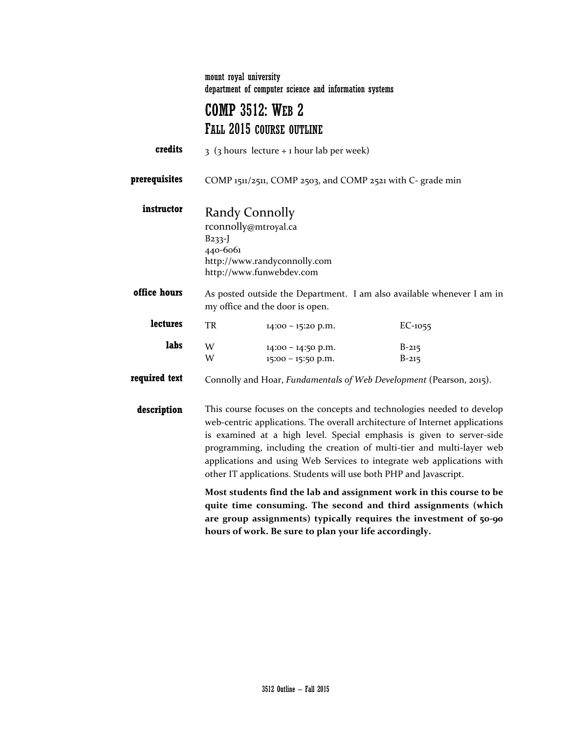mount royal university
department of computer science and information systems

# COMP 3512: Web 2
## Fall 2015 course outline

**credits** 3 (3 hours lecture + 1 hour lab per week)

**prerequisites** COMP 1511/2511, COMP 2503, and COMP 2521 with C- grade min

**instructor** Randy Connolly
rconnolly@mtroyal.ca
B233-J
440-6061
http://www.randyconnolly.com
http://www.funwebdev.com

**office hours** As posted outside the Department. I am also available whenever I am in my office and the door is open.

**lectures**

| | | |
|---|---|---|
| TR | 14:00 – 15:20 p.m. | EC-1055 |

**labs**

| | | |
|---|---|---|
| W | 14:00 – 14:50 p.m. | B-215 |
| W | 15:00 – 15:50 p.m. | B-215 |

**required text** Connolly and Hoar, *Fundamentals of Web Development* (Pearson, 2015).

**description** This course focuses on the concepts and technologies needed to develop web-centric applications. The overall architecture of Internet applications is examined at a high level. Special emphasis is given to server-side programming, including the creation of multi-tier and multi-layer web applications and using Web Services to integrate web applications with other IT applications. Students will use both PHP and Javascript.

**Most students find the lab and assignment work in this course to be quite time consuming. The second and third assignments (which are group assignments) typically requires the investment of 50-90 hours of work. Be sure to plan your life accordingly.**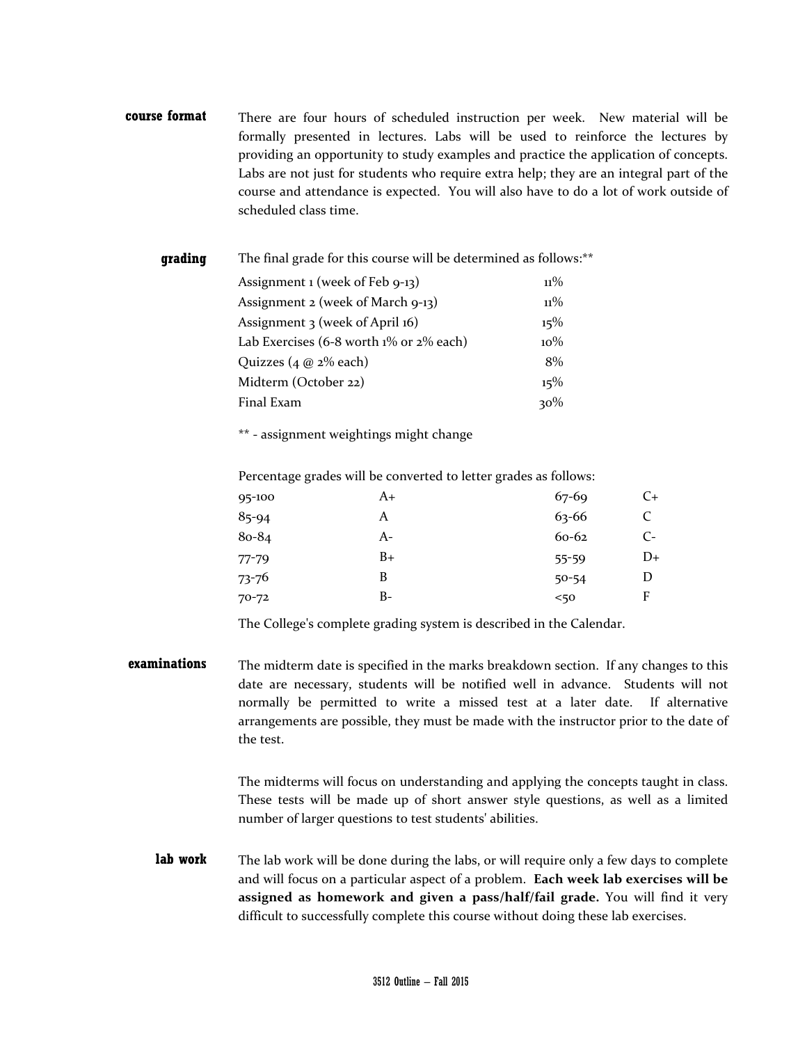## course format

There are four hours of scheduled instruction per week. New material will be formally presented in lectures. Labs will be used to reinforce the lectures by providing an opportunity to study examples and practice the application of concepts. Labs are not just for students who require extra help; they are an integral part of the course and attendance is expected. You will also have to do a lot of work outside of scheduled class time.

## grading

The final grade for this course will be determined as follows:**

| | |
|---|---|
| Assignment 1 (week of Feb 9-13) | 11% |
| Assignment 2 (week of March 9-13) | 11% |
| Assignment 3 (week of April 16) | 15% |
| Lab Exercises (6-8 worth 1% or 2% each) | 10% |
| Quizzes (4 @ 2% each) | 8% |
| Midterm (October 22) | 15% |
| Final Exam | 30% |

** - assignment weightings might change

Percentage grades will be converted to letter grades as follows:

| | | | |
|---|---|---|---|
| 95-100 | A+ | 67-69 | C+ |
| 85-94 | A | 63-66 | C |
| 80-84 | A- | 60-62 | C- |
| 77-79 | B+ | 55-59 | D+ |
| 73-76 | B | 50-54 | D |
| 70-72 | B- | <50 | F |

The College's complete grading system is described in the Calendar.

## examinations

The midterm date is specified in the marks breakdown section. If any changes to this date are necessary, students will be notified well in advance. Students will not normally be permitted to write a missed test at a later date. If alternative arrangements are possible, they must be made with the instructor prior to the date of the test.

The midterms will focus on understanding and applying the concepts taught in class. These tests will be made up of short answer style questions, as well as a limited number of larger questions to test students' abilities.

## lab work

The lab work will be done during the labs, or will require only a few days to complete and will focus on a particular aspect of a problem. **Each week lab exercises will be assigned as homework and given a pass/half/fail grade.** You will find it very difficult to successfully complete this course without doing these lab exercises.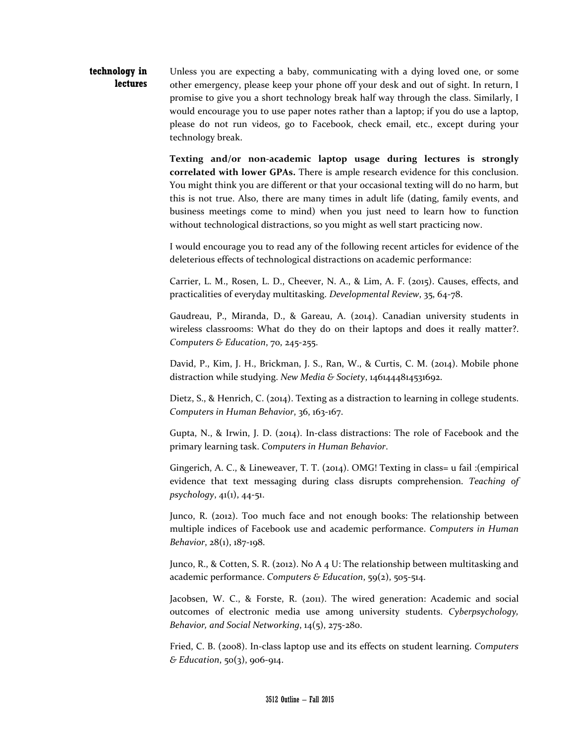## technology in lectures

Unless you are expecting a baby, communicating with a dying loved one, or some other emergency, please keep your phone off your desk and out of sight. In return, I promise to give you a short technology break half way through the class. Similarly, I would encourage you to use paper notes rather than a laptop; if you do use a laptop, please do not run videos, go to Facebook, check email, etc., except during your technology break.

**Texting and/or non-academic laptop usage during lectures is strongly correlated with lower GPAs.** There is ample research evidence for this conclusion. You might think you are different or that your occasional texting will do no harm, but this is not true. Also, there are many times in adult life (dating, family events, and business meetings come to mind) when you just need to learn how to function without technological distractions, so you might as well start practicing now.

I would encourage you to read any of the following recent articles for evidence of the deleterious effects of technological distractions on academic performance:

Carrier, L. M., Rosen, L. D., Cheever, N. A., & Lim, A. F. (2015). Causes, effects, and practicalities of everyday multitasking. *Developmental Review*, 35, 64-78.

Gaudreau, P., Miranda, D., & Gareau, A. (2014). Canadian university students in wireless classrooms: What do they do on their laptops and does it really matter?. *Computers & Education*, 70, 245-255.

David, P., Kim, J. H., Brickman, J. S., Ran, W., & Curtis, C. M. (2014). Mobile phone distraction while studying. *New Media & Society*, 1461444814531692.

Dietz, S., & Henrich, C. (2014). Texting as a distraction to learning in college students. *Computers in Human Behavior*, 36, 163-167.

Gupta, N., & Irwin, J. D. (2014). In-class distractions: The role of Facebook and the primary learning task. *Computers in Human Behavior*.

Gingerich, A. C., & Lineweaver, T. T. (2014). OMG! Texting in class= u fail :(empirical evidence that text messaging during class disrupts comprehension. *Teaching of psychology*, 41(1), 44-51.

Junco, R. (2012). Too much face and not enough books: The relationship between multiple indices of Facebook use and academic performance. *Computers in Human Behavior*, 28(1), 187-198.

Junco, R., & Cotten, S. R. (2012). No A 4 U: The relationship between multitasking and academic performance. *Computers & Education*, 59(2), 505-514.

Jacobsen, W. C., & Forste, R. (2011). The wired generation: Academic and social outcomes of electronic media use among university students. *Cyberpsychology, Behavior, and Social Networking*, 14(5), 275-280.

Fried, C. B. (2008). In-class laptop use and its effects on student learning. *Computers & Education*, 50(3), 906-914.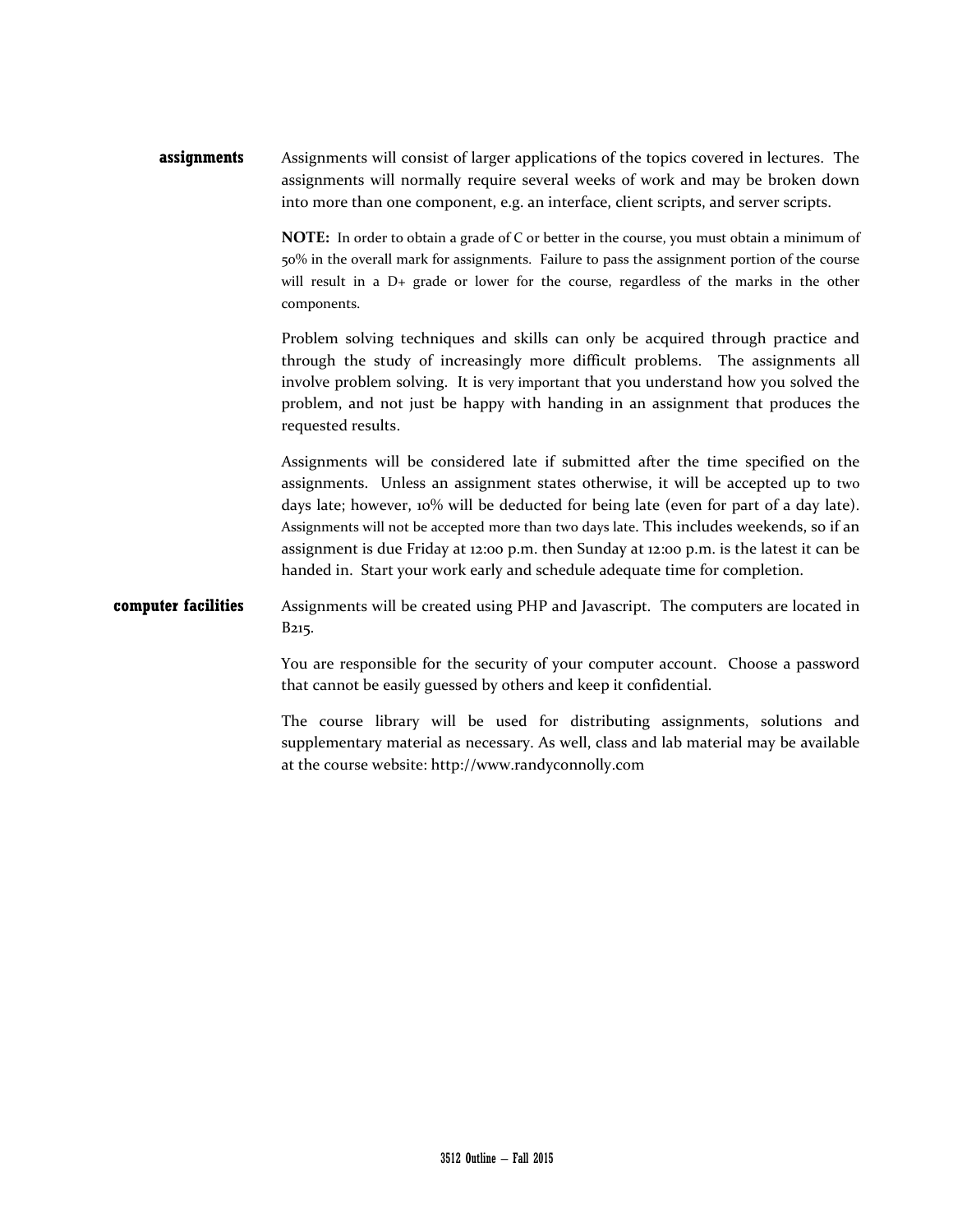## assignments

Assignments will consist of larger applications of the topics covered in lectures. The assignments will normally require several weeks of work and may be broken down into more than one component, e.g. an interface, client scripts, and server scripts.

**NOTE:** In order to obtain a grade of C or better in the course, you must obtain a minimum of 50% in the overall mark for assignments. Failure to pass the assignment portion of the course will result in a D+ grade or lower for the course, regardless of the marks in the other components.

Problem solving techniques and skills can only be acquired through practice and through the study of increasingly more difficult problems. The assignments all involve problem solving. It is very important that you understand how you solved the problem, and not just be happy with handing in an assignment that produces the requested results.

Assignments will be considered late if submitted after the time specified on the assignments. Unless an assignment states otherwise, it will be accepted up to two days late; however, 10% will be deducted for being late (even for part of a day late). Assignments will not be accepted more than two days late. This includes weekends, so if an assignment is due Friday at 12:00 p.m. then Sunday at 12:00 p.m. is the latest it can be handed in. Start your work early and schedule adequate time for completion.

## computer facilities

Assignments will be created using PHP and Javascript. The computers are located in B215.

You are responsible for the security of your computer account. Choose a password that cannot be easily guessed by others and keep it confidential.

The course library will be used for distributing assignments, solutions and supplementary material as necessary. As well, class and lab material may be available at the course website: http://www.randyconnolly.com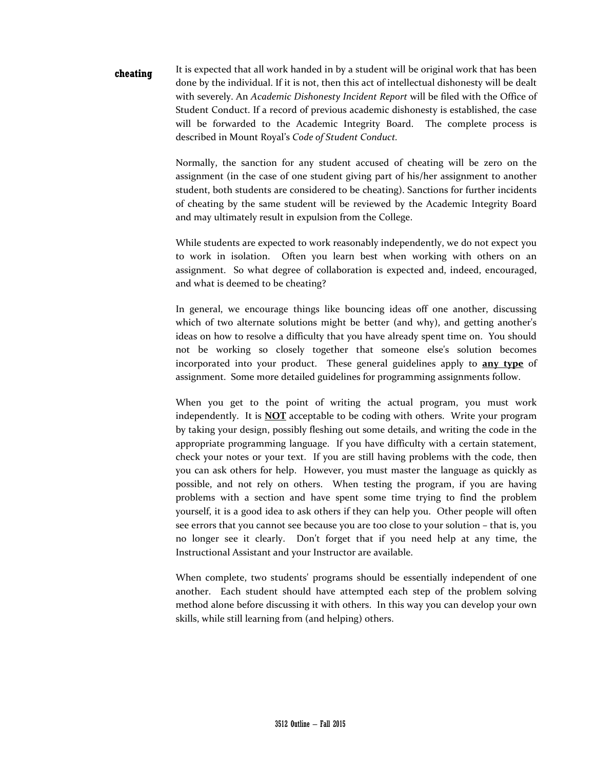## cheating

It is expected that all work handed in by a student will be original work that has been done by the individual. If it is not, then this act of intellectual dishonesty will be dealt with severely. An *Academic Dishonesty Incident Report* will be filed with the Office of Student Conduct. If a record of previous academic dishonesty is established, the case will be forwarded to the Academic Integrity Board. The complete process is described in Mount Royal's *Code of Student Conduct.*

Normally, the sanction for any student accused of cheating will be zero on the assignment (in the case of one student giving part of his/her assignment to another student, both students are considered to be cheating). Sanctions for further incidents of cheating by the same student will be reviewed by the Academic Integrity Board and may ultimately result in expulsion from the College.

While students are expected to work reasonably independently, we do not expect you to work in isolation. Often you learn best when working with others on an assignment. So what degree of collaboration is expected and, indeed, encouraged, and what is deemed to be cheating?

In general, we encourage things like bouncing ideas off one another, discussing which of two alternate solutions might be better (and why), and getting another's ideas on how to resolve a difficulty that you have already spent time on. You should not be working so closely together that someone else's solution becomes incorporated into your product. These general guidelines apply to **<u>any type</u>** of assignment. Some more detailed guidelines for programming assignments follow.

When you get to the point of writing the actual program, you must work independently. It is **<u>NOT</u>** acceptable to be coding with others. Write your program by taking your design, possibly fleshing out some details, and writing the code in the appropriate programming language. If you have difficulty with a certain statement, check your notes or your text. If you are still having problems with the code, then you can ask others for help. However, you must master the language as quickly as possible, and not rely on others. When testing the program, if you are having problems with a section and have spent some time trying to find the problem yourself, it is a good idea to ask others if they can help you. Other people will often see errors that you cannot see because you are too close to your solution – that is, you no longer see it clearly. Don't forget that if you need help at any time, the Instructional Assistant and your Instructor are available.

When complete, two students' programs should be essentially independent of one another. Each student should have attempted each step of the problem solving method alone before discussing it with others. In this way you can develop your own skills, while still learning from (and helping) others.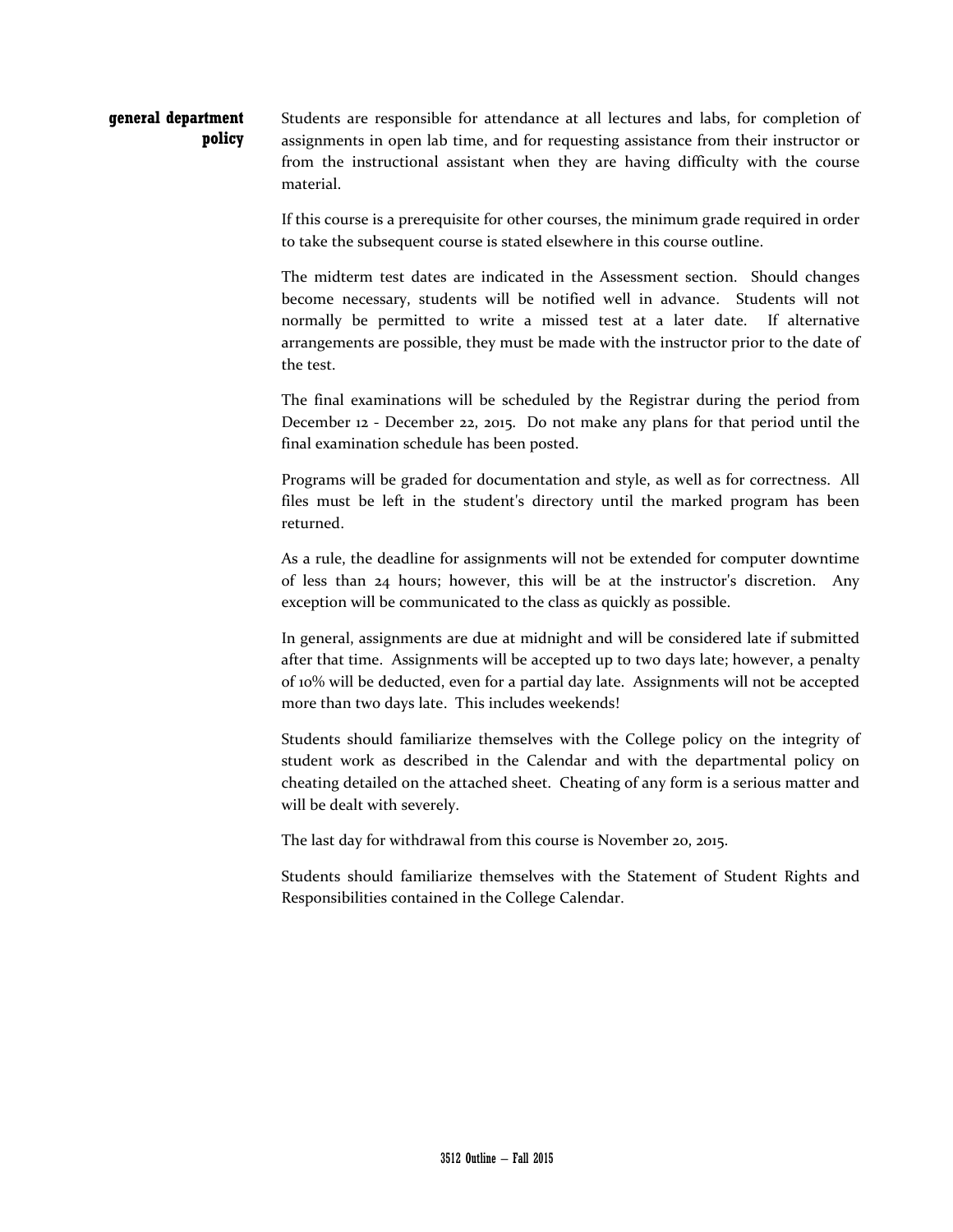## general department policy

Students are responsible for attendance at all lectures and labs, for completion of assignments in open lab time, and for requesting assistance from their instructor or from the instructional assistant when they are having difficulty with the course material.

If this course is a prerequisite for other courses, the minimum grade required in order to take the subsequent course is stated elsewhere in this course outline.

The midterm test dates are indicated in the Assessment section. Should changes become necessary, students will be notified well in advance. Students will not normally be permitted to write a missed test at a later date. If alternative arrangements are possible, they must be made with the instructor prior to the date of the test.

The final examinations will be scheduled by the Registrar during the period from December 12 - December 22, 2015. Do not make any plans for that period until the final examination schedule has been posted.

Programs will be graded for documentation and style, as well as for correctness. All files must be left in the student's directory until the marked program has been returned.

As a rule, the deadline for assignments will not be extended for computer downtime of less than 24 hours; however, this will be at the instructor's discretion. Any exception will be communicated to the class as quickly as possible.

In general, assignments are due at midnight and will be considered late if submitted after that time. Assignments will be accepted up to two days late; however, a penalty of 10% will be deducted, even for a partial day late. Assignments will not be accepted more than two days late. This includes weekends!

Students should familiarize themselves with the College policy on the integrity of student work as described in the Calendar and with the departmental policy on cheating detailed on the attached sheet. Cheating of any form is a serious matter and will be dealt with severely.

The last day for withdrawal from this course is November 20, 2015.

Students should familiarize themselves with the Statement of Student Rights and Responsibilities contained in the College Calendar.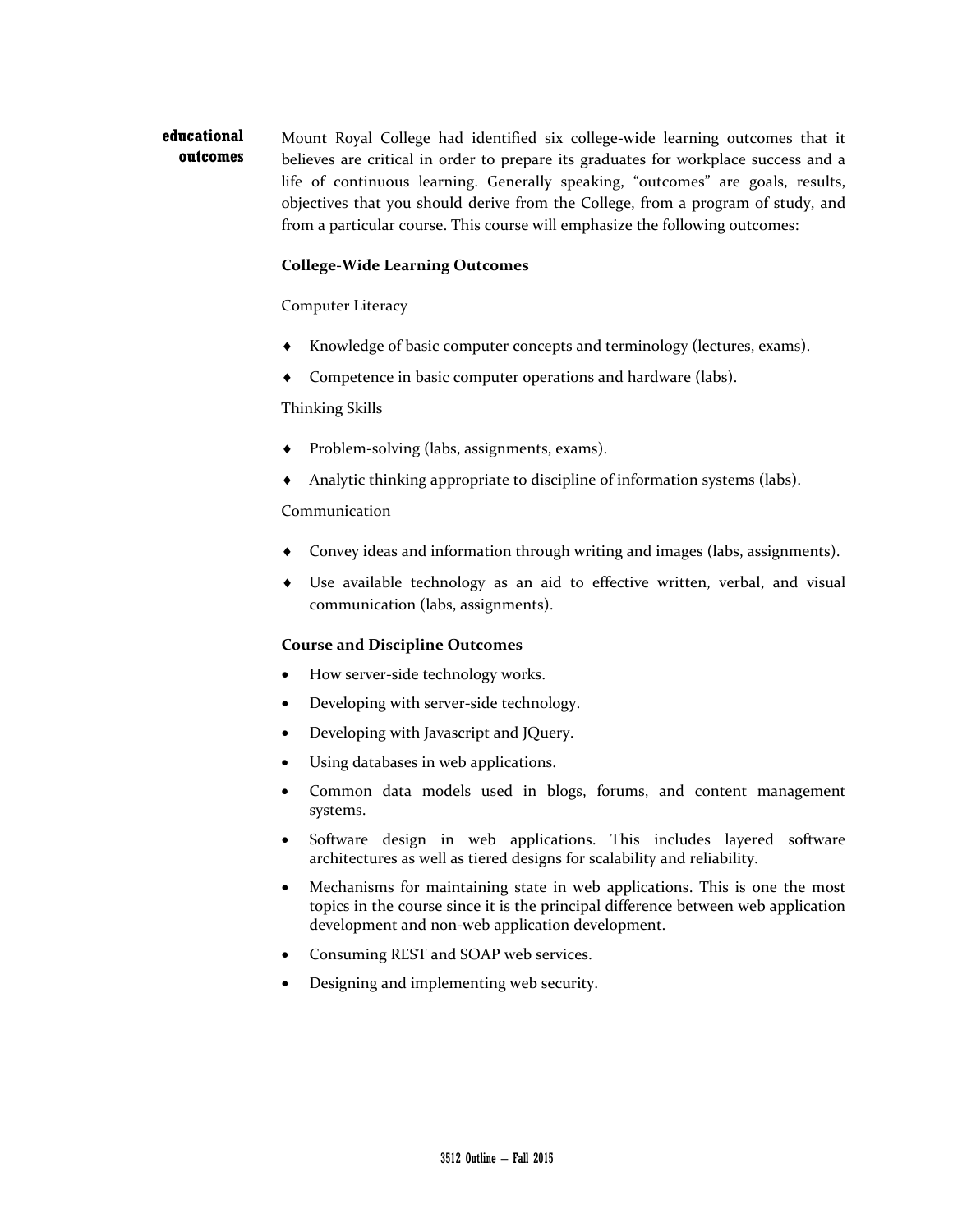## educational outcomes

Mount Royal College had identified six college-wide learning outcomes that it believes are critical in order to prepare its graduates for workplace success and a life of continuous learning. Generally speaking, “outcomes” are goals, results, objectives that you should derive from the College, from a program of study, and from a particular course. This course will emphasize the following outcomes:

**College-Wide Learning Outcomes**

Computer Literacy

- Knowledge of basic computer concepts and terminology (lectures, exams).
- Competence in basic computer operations and hardware (labs).

Thinking Skills

- Problem-solving (labs, assignments, exams).
- Analytic thinking appropriate to discipline of information systems (labs).

Communication

- Convey ideas and information through writing and images (labs, assignments).
- Use available technology as an aid to effective written, verbal, and visual communication (labs, assignments).

**Course and Discipline Outcomes**

- How server-side technology works.
- Developing with server-side technology.
- Developing with Javascript and JQuery.
- Using databases in web applications.
- Common data models used in blogs, forums, and content management systems.
- Software design in web applications. This includes layered software architectures as well as tiered designs for scalability and reliability.
- Mechanisms for maintaining state in web applications. This is one the most topics in the course since it is the principal difference between web application development and non-web application development.
- Consuming REST and SOAP web services.
- Designing and implementing web security.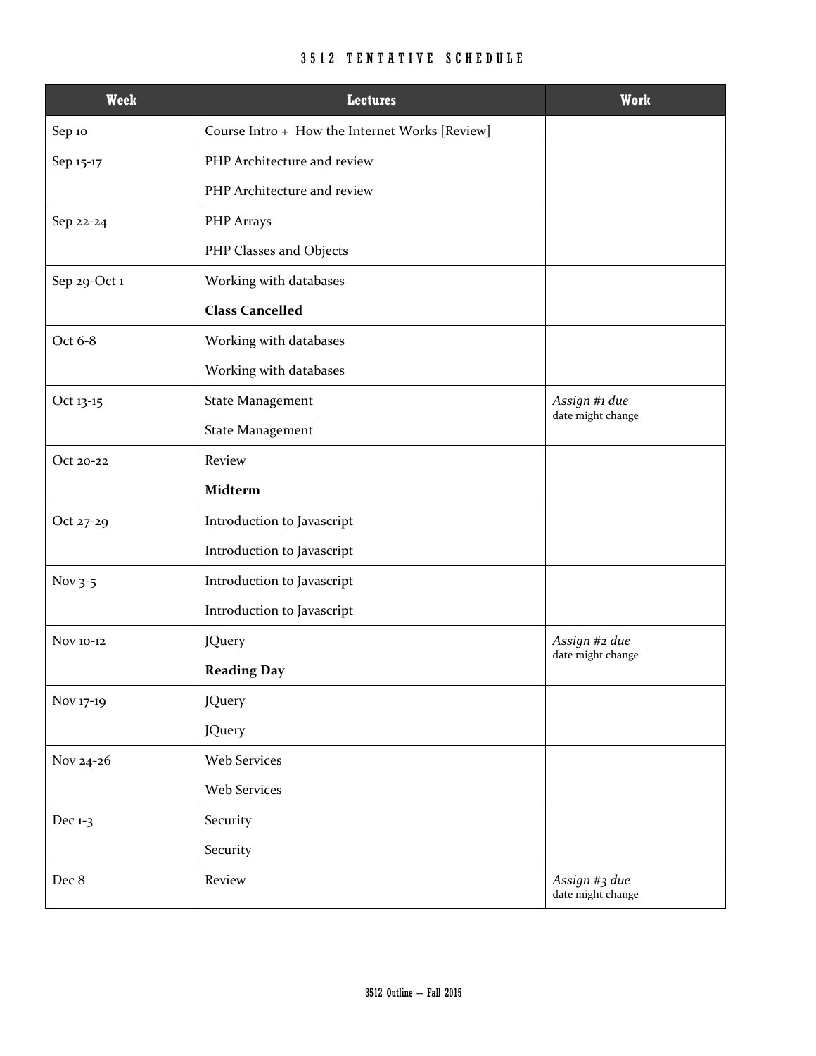# 3512 TENTATIVE SCHEDULE

| Week | Lectures | Work |
| --- | --- | --- |
| Sep 10 | Course Intro + How the Internet Works [Review] | |
| Sep 15-17 | PHP Architecture and review<br>PHP Architecture and review | |
| Sep 22-24 | PHP Arrays<br>PHP Classes and Objects | |
| Sep 29-Oct 1 | Working with databases<br>**Class Cancelled** | |
| Oct 6-8 | Working with databases<br>Working with databases | |
| Oct 13-15 | State Management<br>State Management | *Assign #1 due*<br>date might change |
| Oct 20-22 | Review<br>**Midterm** | |
| Oct 27-29 | Introduction to Javascript<br>Introduction to Javascript | |
| Nov 3-5 | Introduction to Javascript<br>Introduction to Javascript | |
| Nov 10-12 | JQuery<br>**Reading Day** | *Assign #2 due*<br>date might change |
| Nov 17-19 | JQuery<br>JQuery | |
| Nov 24-26 | Web Services<br>Web Services | |
| Dec 1-3 | Security<br>Security | |
| Dec 8 | Review | *Assign #3 due*<br>date might change |